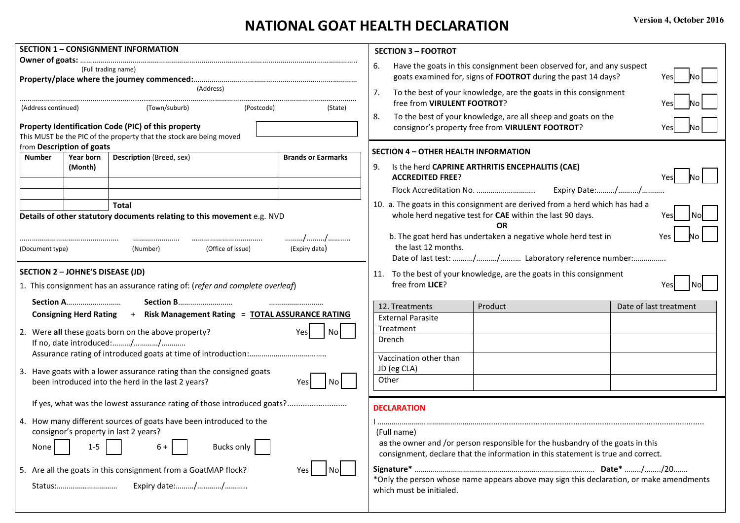# NATIONAL GOAT HEALTH DECLARATION

Version 4, October 2016

## SECTION 1 – CONSIGNMENT INFORMATION

**Owner of goats:** ………………………………………………………………………………………

(Full trading name)

**Property/place where the journey commenced:**……………………………………………………

(Address)

……………………………………………………………………………………………………………

(Address continued) (Town/suburb) (Postcode) (State)

**Property Identification Code (PIC) of this property**

This MUST be the PIC of the property that the stock are being moved from

**Description of goats**

| Number | Year born (Month) | Description (Breed, sex) | Brands or Earmarks |
|---|---|---|---|
| | | | |
| | | | |
| | | | |
| | | **Total** | |

**Details of other statutory documents relating to this movement** e.g. NVD

…………………………………… ………………… …………………………… ………/………/………..

(Document type) (Number) (Office of issue) (Expiry date)

## SECTION 2 – JOHNE'S DISEASE (JD)

1. This consignment has an assurance rating of: (*refer and complete overleaf*)

   **Section A**……………………… **Section B**……………………… ………………………

   **Consigning Herd Rating** + **Risk Management Rating** = **TOTAL ASSURANCE RATING**

2. Were **all** these goats born on the above property? Yes ☐ No ☐

   If no, date introduced:………/…………/…………

   Assurance rating of introduced goats at time of introduction:………………………………

3. Have goats with a lower assurance rating than the consigned goats been introduced into the herd in the last 2 years? Yes ☐ No ☐

   If yes, what was the lowest assurance rating of those introduced goats?..........................

4. How many different sources of goats have been introduced to the consignor's property in last 2 years?

   None ☐ 1-5 ☐ 6 + ☐ Bucks only ☐

5. Are all the goats in this consignment from a GoatMAP flock? Yes ☐ No ☐

   Status:………………………… Expiry date:………/…………/……….

## SECTION 3 – FOOTROT

6. Have the goats in this consignment been observed for, and any suspect goats examined for, signs of **FOOTROT** during the past 14 days? Yes ☐ No ☐

7. To the best of your knowledge, are the goats in this consignment free from **VIRULENT FOOTROT**? Yes ☐ No ☐

8. To the best of your knowledge, are all sheep and goats on the consignor's property free from **VIRULENT FOOTROT**? Yes ☐ No ☐

## SECTION 4 – OTHER HEALTH INFORMATION

9. Is the herd **CAPRINE ARTHRITIS ENCEPHALITIS (CAE) ACCREDITED FREE**? Yes ☐ No ☐

   Flock Accreditation No. ……………………….. Expiry Date:………/………./………..

10. a. The goats in this consignment are derived from a herd which has had a whole herd negative test for **CAE** within the last 90 days. Yes ☐ No ☐

    **OR**

    b. The goat herd has undertaken a negative whole herd test in the last 12 months. Yes ☐ No ☐

    Date of last test: ………/………./……… Laboratory reference number:…………….

11. To the best of your knowledge, are the goats in this consignment free from **LICE**? Yes ☐ No ☐

| 12. Treatments | Product | Date of last treatment |
|---|---|---|
| External Parasite Treatment | | |
| Drench | | |
| Vaccination other than JD (eg CLA) | | |
| Other | | |

## DECLARATION

I ……………………………………………………………………………………………………

(Full name)

as the owner and /or person responsible for the husbandry of the goats in this consignment, declare that the information in this statement is true and correct.

**Signature*** …………………………………………………………………… **Date*** ……./……../20…….

*Only the person whose name appears above may sign this declaration, or make amendments which must be initialed.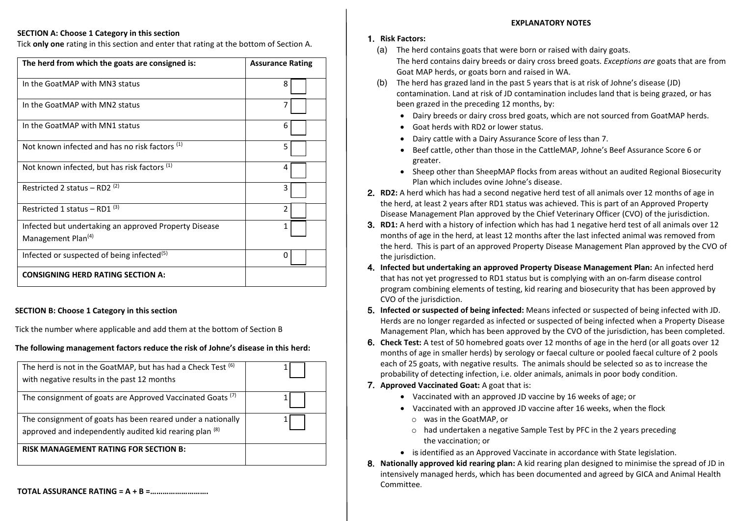**SECTION A: Choose 1 Category in this section**

Tick **only one** rating in this section and enter that rating at the bottom of Section A.

| The herd from which the goats are consigned is: | Assurance Rating |
| --- | --- |
| In the GoatMAP with MN3 status | 8 |
| In the GoatMAP with MN2 status | 7 |
| In the GoatMAP with MN1 status | 6 |
| Not known infected and has no risk factors [1] | 5 |
| Not known infected, but has risk factors [1] | 4 |
| Restricted 2 status – RD2 [2] | 3 |
| Restricted 1 status – RD1 [3] | 2 |
| Infected but undertaking an approved Property Disease Management Plan[4] | 1 |
| Infected or suspected of being infected[5] | 0 |
| **CONSIGNING HERD RATING SECTION A:** | |

**SECTION B: Choose 1 Category in this section**

Tick the number where applicable and add them at the bottom of Section B

**The following management factors reduce the risk of Johne's disease in this herd:**

| | |
| --- | --- |
| The herd is not in the GoatMAP, but has had a Check Test [6] with negative results in the past 12 months | 1 |
| The consignment of goats are Approved Vaccinated Goats [7] | 1 |
| The consignment of goats has been reared under a nationally approved and independently audited kid rearing plan [8] | 1 |
| **RISK MANAGEMENT RATING FOR SECTION B:** | |

**TOTAL ASSURANCE RATING = A + B =……………………….**

**EXPLANATORY NOTES**

1. **Risk Factors:**
   (a) The herd contains goats that were born or raised with dairy goats.
   The herd contains dairy breeds or dairy cross breed goats. *Exceptions are* goats that are from Goat MAP herds, or goats born and raised in WA.
   (b) The herd has grazed land in the past 5 years that is at risk of Johne's disease (JD) contamination. Land at risk of JD contamination includes land that is being grazed, or has been grazed in the preceding 12 months, by:
   - Dairy breeds or dairy cross bred goats, which are not sourced from GoatMAP herds.
   - Goat herds with RD2 or lower status.
   - Dairy cattle with a Dairy Assurance Score of less than 7.
   - Beef cattle, other than those in the CattleMAP, Johne's Beef Assurance Score 6 or greater.
   - Sheep other than SheepMAP flocks from areas without an audited Regional Biosecurity Plan which includes ovine Johne's disease.
2. **RD2:** A herd which has had a second negative herd test of all animals over 12 months of age in the herd, at least 2 years after RD1 status was achieved. This is part of an Approved Property Disease Management Plan approved by the Chief Veterinary Officer (CVO) of the jurisdiction.
3. **RD1:** A herd with a history of infection which has had 1 negative herd test of all animals over 12 months of age in the herd, at least 12 months after the last infected animal was removed from the herd. This is part of an approved Property Disease Management Plan approved by the CVO of the jurisdiction.
4. **Infected but undertaking an approved Property Disease Management Plan:** An infected herd that has not yet progressed to RD1 status but is complying with an on-farm disease control program combining elements of testing, kid rearing and biosecurity that has been approved by CVO of the jurisdiction.
5. **Infected or suspected of being infected:** Means infected or suspected of being infected with JD. Herds are no longer regarded as infected or suspected of being infected when a Property Disease Management Plan, which has been approved by the CVO of the jurisdiction, has been completed.
6. **Check Test:** A test of 50 homebred goats over 12 months of age in the herd (or all goats over 12 months of age in smaller herds) by serology or faecal culture or pooled faecal culture of 2 pools each of 25 goats, with negative results. The animals should be selected so as to increase the probability of detecting infection, i.e. older animals, animals in poor body condition.
7. **Approved Vaccinated Goat:** A goat that is:
   - Vaccinated with an approved JD vaccine by 16 weeks of age; or
   - Vaccinated with an approved JD vaccine after 16 weeks, when the flock
     - was in the GoatMAP, or
     - had undertaken a negative Sample Test by PFC in the 2 years preceding the vaccination; or
   - is identified as an Approved Vaccinate in accordance with State legislation.
8. **Nationally approved kid rearing plan:** A kid rearing plan designed to minimise the spread of JD in intensively managed herds, which has been documented and agreed by GICA and Animal Health Committee.